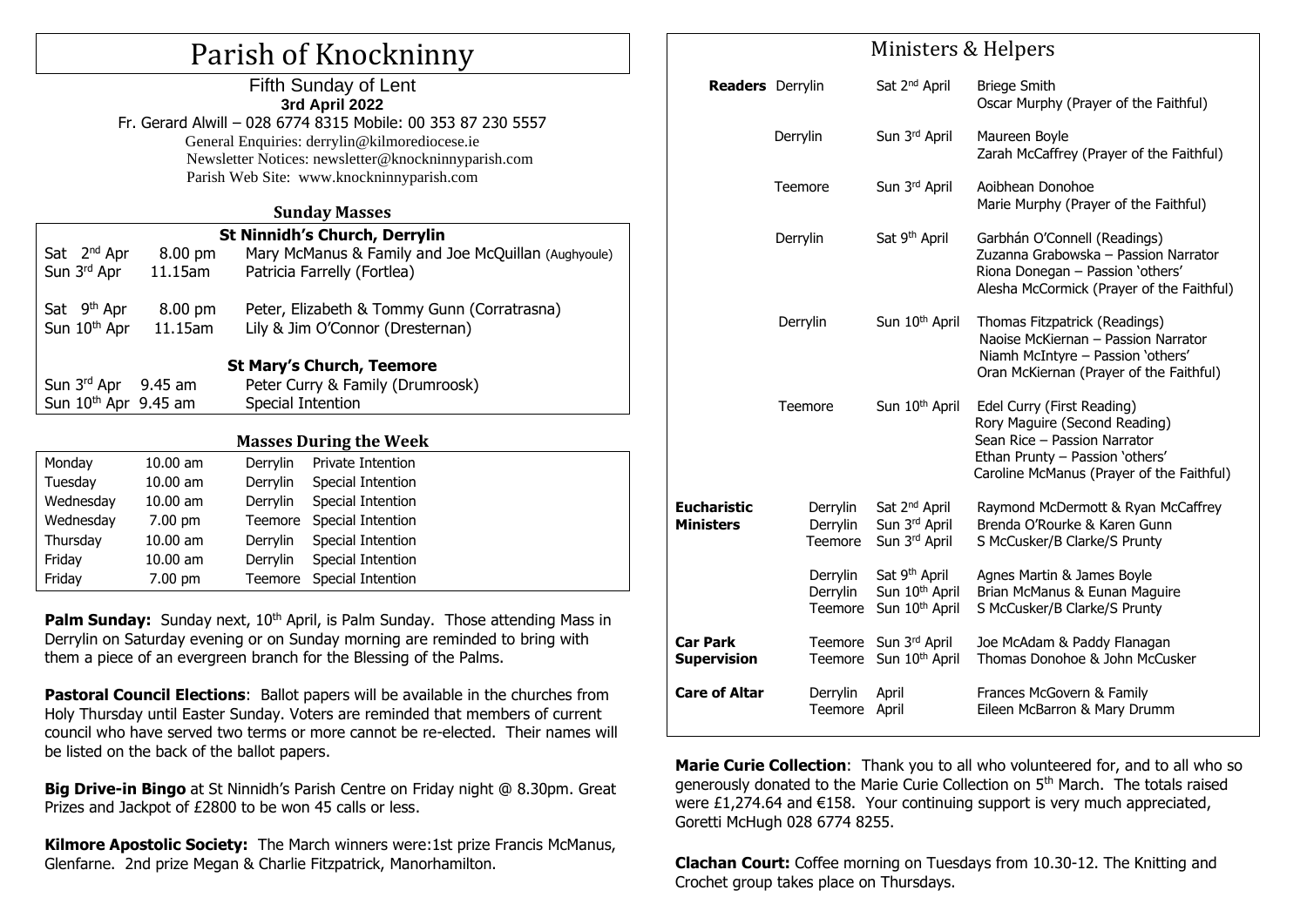# Parish of Knockninny

Fifth Sunday of Lent
**3rd April 2022**
Fr. Gerard Alwill – 028 6774 8315 Mobile: 00 353 87 230 5557
General Enquiries: derrylin@kilmorediocese.ie
Newsletter Notices: newsletter@knockninnyparish.com
Parish Web Site: www.knockninnyparish.com

## Sunday Masses

**St Ninnidh's Church, Derrylin**

| | | |
|---|---|---|
| Sat 2nd Apr | 8.00 pm | Mary McManus & Family and Joe McQuillan (Aughyoule) |
| Sun 3rd Apr | 11.15am | Patricia Farrelly (Fortlea) |
| Sat 9th Apr | 8.00 pm | Peter, Elizabeth & Tommy Gunn (Corratrasna) |
| Sun 10th Apr | 11.15am | Lily & Jim O'Connor (Dresternan) |

**St Mary's Church, Teemore**

| | | |
|---|---|---|
| Sun 3rd Apr | 9.45 am | Peter Curry & Family (Drumroosk) |
| Sun 10th Apr | 9.45 am | Special Intention |

## Masses During the Week

| | | | |
|---|---|---|---|
| Monday | 10.00 am | Derrylin | Private Intention |
| Tuesday | 10.00 am | Derrylin | Special Intention |
| Wednesday | 10.00 am | Derrylin | Special Intention |
| Wednesday | 7.00 pm | Teemore | Special Intention |
| Thursday | 10.00 am | Derrylin | Special Intention |
| Friday | 10.00 am | Derrylin | Special Intention |
| Friday | 7.00 pm | Teemore | Special Intention |

**Palm Sunday:** Sunday next, 10th April, is Palm Sunday. Those attending Mass in Derrylin on Saturday evening or on Sunday morning are reminded to bring with them a piece of an evergreen branch for the Blessing of the Palms.

**Pastoral Council Elections**: Ballot papers will be available in the churches from Holy Thursday until Easter Sunday. Voters are reminded that members of current council who have served two terms or more cannot be re-elected. Their names will be listed on the back of the ballot papers.

**Big Drive-in Bingo** at St Ninnidh's Parish Centre on Friday night @ 8.30pm. Great Prizes and Jackpot of £2800 to be won 45 calls or less.

**Kilmore Apostolic Society:** The March winners were:1st prize Francis McManus, Glenfarne. 2nd prize Megan & Charlie Fitzpatrick, Manorhamilton.

## Ministers & Helpers

| | | | |
|---|---|---|---|
| **Readers** | Derrylin | Sat 2nd April | Briege Smith<br>Oscar Murphy (Prayer of the Faithful) |
| | Derrylin | Sun 3rd April | Maureen Boyle<br>Zarah McCaffrey (Prayer of the Faithful) |
| | Teemore | Sun 3rd April | Aoibhean Donohoe<br>Marie Murphy (Prayer of the Faithful) |
| | Derrylin | Sat 9th April | Garbhán O'Connell (Readings)<br>Zuzanna Grabowska – Passion Narrator<br>Riona Donegan – Passion 'others'<br>Alesha McCormick (Prayer of the Faithful) |
| | Derrylin | Sun 10th April | Thomas Fitzpatrick (Readings)<br>Naoise McKiernan – Passion Narrator<br>Niamh McIntyre – Passion 'others'<br>Oran McKiernan (Prayer of the Faithful) |
| | Teemore | Sun 10th April | Edel Curry (First Reading)<br>Rory Maguire (Second Reading)<br>Sean Rice – Passion Narrator<br>Ethan Prunty – Passion 'others'<br>Caroline McManus (Prayer of the Faithful) |
| **Eucharistic Ministers** | Derrylin | Sat 2nd April | Raymond McDermott & Ryan McCaffrey |
| | Derrylin | Sun 3rd April | Brenda O'Rourke & Karen Gunn |
| | Teemore | Sun 3rd April | S McCusker/B Clarke/S Prunty |
| | Derrylin | Sat 9th April | Agnes Martin & James Boyle |
| | Derrylin | Sun 10th April | Brian McManus & Eunan Maguire |
| | Teemore | Sun 10th April | S McCusker/B Clarke/S Prunty |
| **Car Park Supervision** | Teemore | Sun 3rd April | Joe McAdam & Paddy Flanagan |
| | Teemore | Sun 10th April | Thomas Donohoe & John McCusker |
| **Care of Altar** | Derrylin | April | Frances McGovern & Family |
| | Teemore | April | Eileen McBarron & Mary Drumm |

**Marie Curie Collection**: Thank you to all who volunteered for, and to all who so generously donated to the Marie Curie Collection on 5th March. The totals raised were £1,274.64 and €158. Your continuing support is very much appreciated, Goretti McHugh 028 6774 8255.

**Clachan Court:** Coffee morning on Tuesdays from 10.30-12. The Knitting and Crochet group takes place on Thursdays.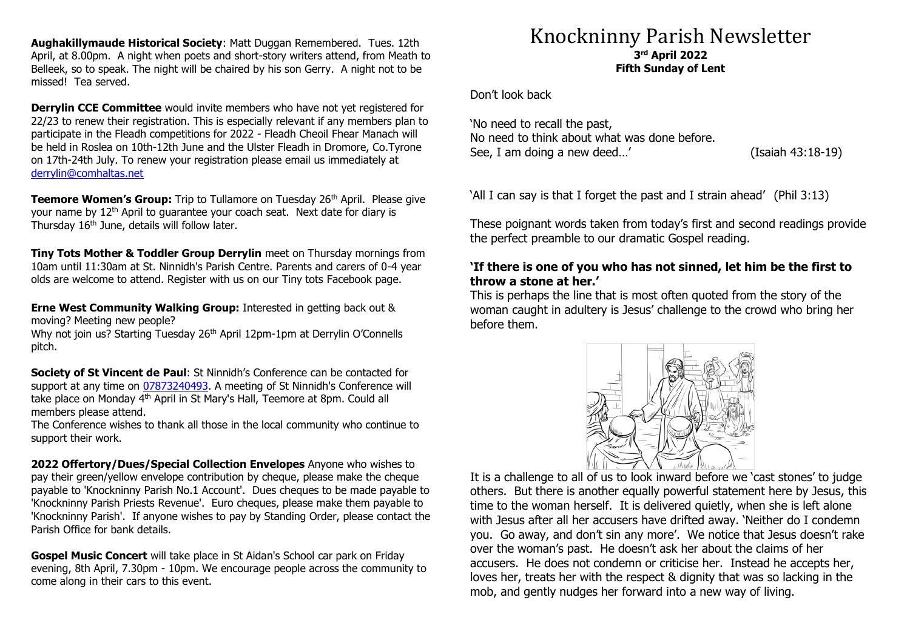**Aughakillymaude Historical Society**: Matt Duggan Remembered. Tues. 12th April, at 8.00pm. A night when poets and short-story writers attend, from Meath to Belleek, so to speak. The night will be chaired by his son Gerry. A night not to be missed! Tea served.

**Derrylin CCE Committee** would invite members who have not yet registered for 22/23 to renew their registration. This is especially relevant if any members plan to participate in the Fleadh competitions for 2022 - Fleadh Cheoil Fhear Manach will be held in Roslea on 10th-12th June and the Ulster Fleadh in Dromore, Co.Tyrone on 17th-24th July. To renew your registration please email us immediately at derrylin@comhaltas.net

**Teemore Women's Group:** Trip to Tullamore on Tuesday 26th April. Please give your name by 12th April to guarantee your coach seat. Next date for diary is Thursday 16th June, details will follow later.

**Tiny Tots Mother & Toddler Group Derrylin** meet on Thursday mornings from 10am until 11:30am at St. Ninnidh's Parish Centre. Parents and carers of 0-4 year olds are welcome to attend. Register with us on our Tiny tots Facebook page.

**Erne West Community Walking Group:** Interested in getting back out & moving? Meeting new people?
Why not join us? Starting Tuesday 26th April 12pm-1pm at Derrylin O'Connells pitch.

**Society of St Vincent de Paul**: St Ninnidh's Conference can be contacted for support at any time on 07873240493. A meeting of St Ninnidh's Conference will take place on Monday 4th April in St Mary's Hall, Teemore at 8pm. Could all members please attend.
The Conference wishes to thank all those in the local community who continue to support their work.

**2022 Offertory/Dues/Special Collection Envelopes** Anyone who wishes to pay their green/yellow envelope contribution by cheque, please make the cheque payable to 'Knockninny Parish No.1 Account'. Dues cheques to be made payable to 'Knockninny Parish Priests Revenue'. Euro cheques, please make them payable to 'Knockninny Parish'. If anyone wishes to pay by Standing Order, please contact the Parish Office for bank details.

**Gospel Music Concert** will take place in St Aidan's School car park on Friday evening, 8th April, 7.30pm - 10pm. We encourage people across the community to come along in their cars to this event.

# Knockninny Parish Newsletter

**3rd April 2022**
**Fifth Sunday of Lent**

Don't look back

'No need to recall the past,
No need to think about what was done before.
See, I am doing a new deed…' (Isaiah 43:18-19)

'All I can say is that I forget the past and I strain ahead' (Phil 3:13)

These poignant words taken from today's first and second readings provide the perfect preamble to our dramatic Gospel reading.

**'If there is one of you who has not sinned, let him be the first to throw a stone at her.'**

This is perhaps the line that is most often quoted from the story of the woman caught in adultery is Jesus' challenge to the crowd who bring her before them.

It is a challenge to all of us to look inward before we 'cast stones' to judge others. But there is another equally powerful statement here by Jesus, this time to the woman herself. It is delivered quietly, when she is left alone with Jesus after all her accusers have drifted away. 'Neither do I condemn you. Go away, and don't sin any more'. We notice that Jesus doesn't rake over the woman's past. He doesn't ask her about the claims of her accusers. He does not condemn or criticise her. Instead he accepts her, loves her, treats her with the respect & dignity that was so lacking in the mob, and gently nudges her forward into a new way of living.